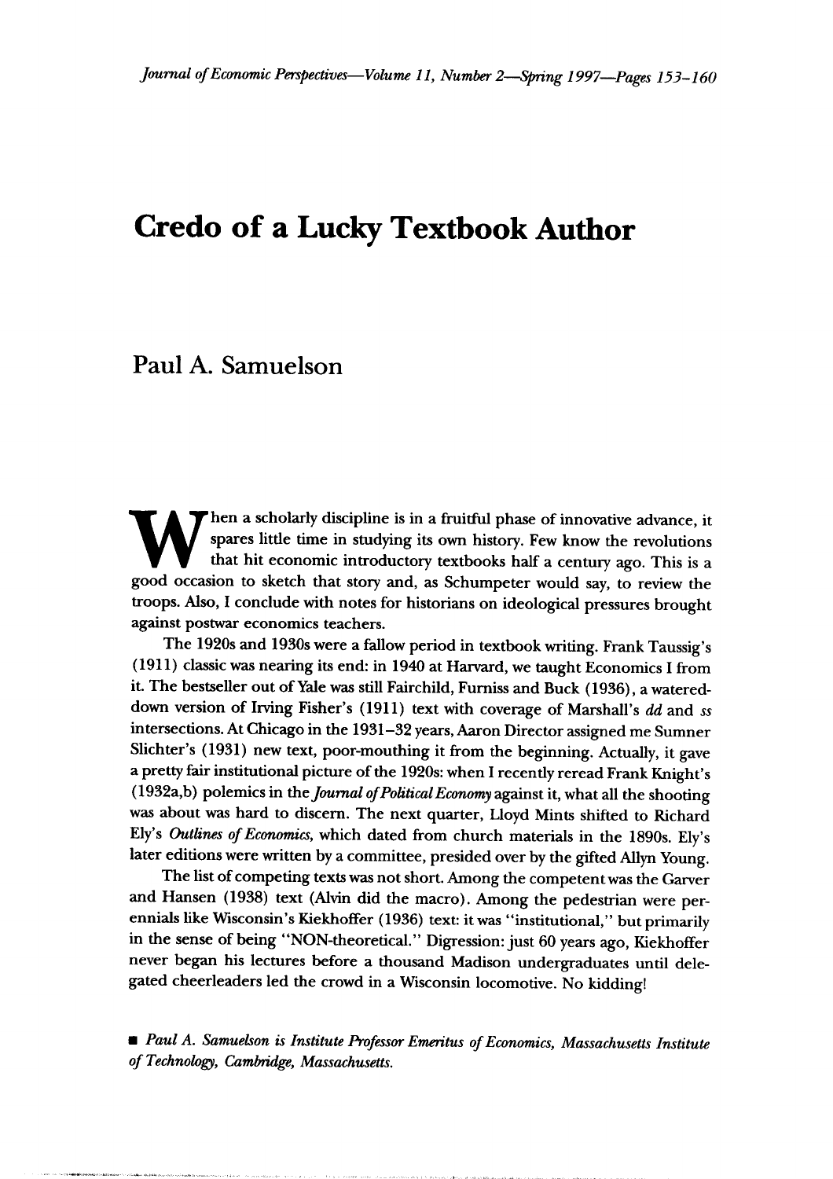# Credo of a Lucky Textbook Author

## Paul A. Samuelson

When a scholarly discipline is in a fruitful phase of innovative advance, it spares little time in studying its own history. Few know the revolutions that hit economic introductory textbooks half a century ago. This is a good occasion to sketch that story and, as Schumpeter would say, to review the troops. Also, I conclude with notes for historians on ideological pressures brought against postwar economics teachers.

The 1920s and 1930s were a fallow period in textbook writing. Frank Taussig's (1911) classic was nearing its end: in 1940 at Harvard, we taught Economics I from it. The bestseller out of Yale was still Fairchild, Furniss and Buck (1936), a watered-down version of Irving Fisher's (1911) text with coverage of Marshall's *dd* and *ss* intersections. At Chicago in the 1931–32 years, Aaron Director assigned me Sumner Slichter's (1931) new text, poor-mouthing it from the beginning. Actually, it gave a pretty fair institutional picture of the 1920s: when I recently reread Frank Knight's (1932a,b) polemics in the *Journal of Political Economy* against it, what all the shooting was about was hard to discern. The next quarter, Lloyd Mints shifted to Richard Ely's *Outlines of Economics*, which dated from church materials in the 1890s. Ely's later editions were written by a committee, presided over by the gifted Allyn Young.

The list of competing texts was not short. Among the competent was the Garver and Hansen (1938) text (Alvin did the macro). Among the pedestrian were perennials like Wisconsin's Kiekhoffer (1936) text: it was "institutional," but primarily in the sense of being "NON-theoretical." Digression: just 60 years ago, Kiekhoffer never began his lectures before a thousand Madison undergraduates until delegated cheerleaders led the crowd in a Wisconsin locomotive. No kidding!

■ *Paul A. Samuelson is Institute Professor Emeritus of Economics, Massachusetts Institute of Technology, Cambridge, Massachusetts.*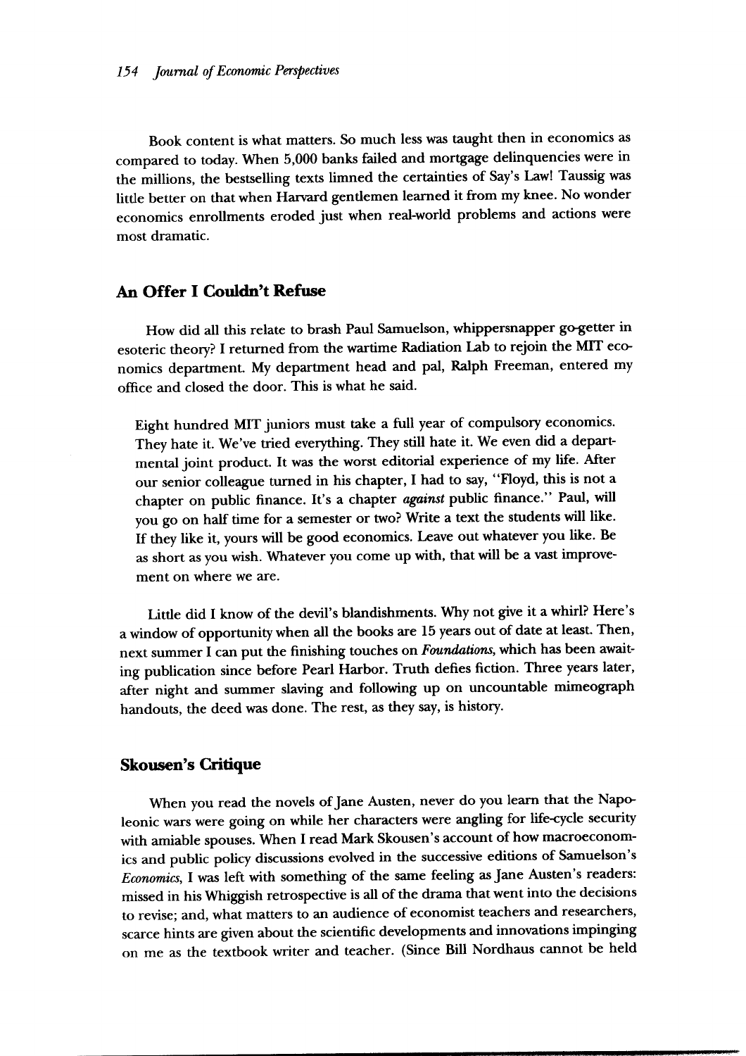Book content is what matters. So much less was taught then in economics as compared to today. When 5,000 banks failed and mortgage delinquencies were in the millions, the bestselling texts limned the certainties of Say's Law! Taussig was little better on that when Harvard gentlemen learned it from my knee. No wonder economics enrollments eroded just when real-world problems and actions were most dramatic.

## An Offer I Couldn't Refuse

How did all this relate to brash Paul Samuelson, whippersnapper go-getter in esoteric theory? I returned from the wartime Radiation Lab to rejoin the MIT economics department. My department head and pal, Ralph Freeman, entered my office and closed the door. This is what he said.

> Eight hundred MIT juniors must take a full year of compulsory economics. They hate it. We've tried everything. They still hate it. We even did a departmental joint product. It was the worst editorial experience of my life. After our senior colleague turned in his chapter, I had to say, "Floyd, this is not a chapter on public finance. It's a chapter *against* public finance." Paul, will you go on half time for a semester or two? Write a text the students will like. If they like it, yours will be good economics. Leave out whatever you like. Be as short as you wish. Whatever you come up with, that will be a vast improvement on where we are.

Little did I know of the devil's blandishments. Why not give it a whirl? Here's a window of opportunity when all the books are 15 years out of date at least. Then, next summer I can put the finishing touches on *Foundations*, which has been awaiting publication since before Pearl Harbor. Truth defies fiction. Three years later, after night and summer slaving and following up on uncountable mimeograph handouts, the deed was done. The rest, as they say, is history.

## Skousen's Critique

When you read the novels of Jane Austen, never do you learn that the Napoleonic wars were going on while her characters were angling for life-cycle security with amiable spouses. When I read Mark Skousen's account of how macroeconomics and public policy discussions evolved in the successive editions of Samuelson's *Economics*, I was left with something of the same feeling as Jane Austen's readers: missed in his Whiggish retrospective is all of the drama that went into the decisions to revise; and, what matters to an audience of economist teachers and researchers, scarce hints are given about the scientific developments and innovations impinging on me as the textbook writer and teacher. (Since Bill Nordhaus cannot be held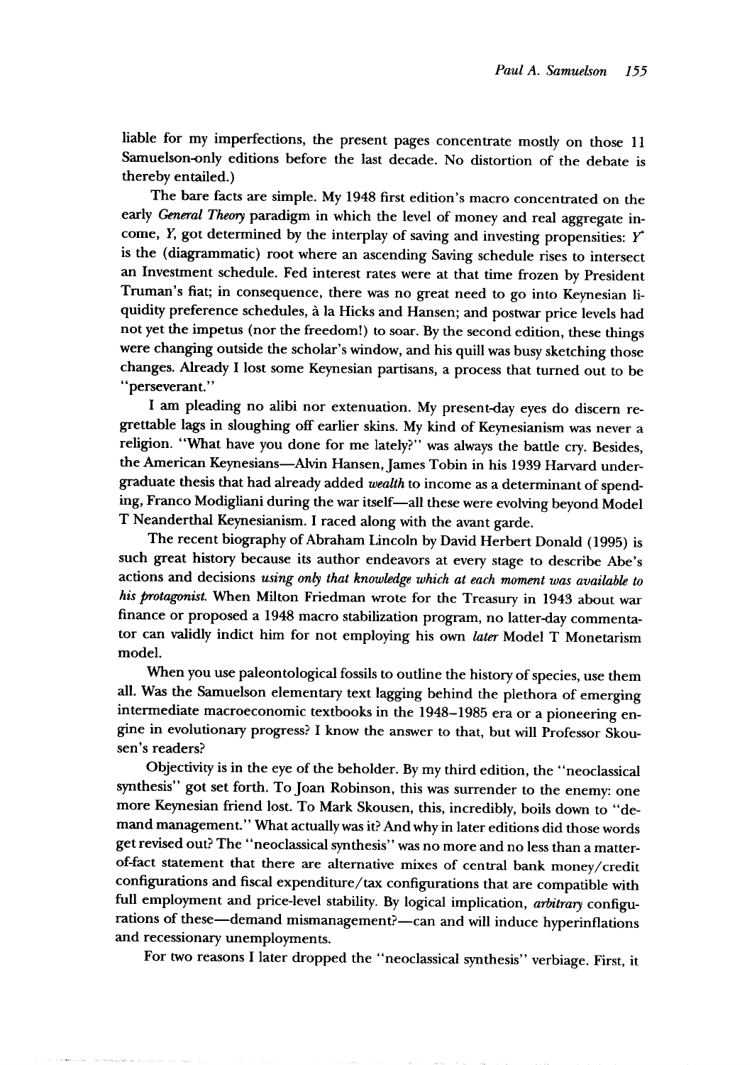liable for my imperfections, the present pages concentrate mostly on those 11 Samuelson-only editions before the last decade. No distortion of the debate is thereby entailed.)

The bare facts are simple. My 1948 first edition's macro concentrated on the early *General Theory* paradigm in which the level of money and real aggregate income, $Y$, got determined by the interplay of saving and investing propensities: $Y^*$ is the (diagrammatic) root where an ascending Saving schedule rises to intersect an Investment schedule. Fed interest rates were at that time frozen by President Truman's fiat; in consequence, there was no great need to go into Keynesian liquidity preference schedules, à la Hicks and Hansen; and postwar price levels had not yet the impetus (nor the freedom!) to soar. By the second edition, these things were changing outside the scholar's window, and his quill was busy sketching those changes. Already I lost some Keynesian partisans, a process that turned out to be "perseverant."

I am pleading no alibi nor extenuation. My present-day eyes do discern regrettable lags in sloughing off earlier skins. My kind of Keynesianism was never a religion. "What have you done for me lately?" was always the battle cry. Besides, the American Keynesians—Alvin Hansen, James Tobin in his 1939 Harvard undergraduate thesis that had already added *wealth* to income as a determinant of spending, Franco Modigliani during the war itself—all these were evolving beyond Model T Neanderthal Keynesianism. I raced along with the avant garde.

The recent biography of Abraham Lincoln by David Herbert Donald (1995) is such great history because its author endeavors at every stage to describe Abe's actions and decisions *using only that knowledge which at each moment was available to his protagonist*. When Milton Friedman wrote for the Treasury in 1943 about war finance or proposed a 1948 macro stabilization program, no latter-day commentator can validly indict him for not employing his own *later* Model T Monetarism model.

When you use paleontological fossils to outline the history of species, use them all. Was the Samuelson elementary text lagging behind the plethora of emerging intermediate macroeconomic textbooks in the 1948–1985 era or a pioneering engine in evolutionary progress? I know the answer to that, but will Professor Skousen's readers?

Objectivity is in the eye of the beholder. By my third edition, the "neoclassical synthesis" got set forth. To Joan Robinson, this was surrender to the enemy: one more Keynesian friend lost. To Mark Skousen, this, incredibly, boils down to "demand management." What actually was it? And why in later editions did those words get revised out? The "neoclassical synthesis" was no more and no less than a matter-of-fact statement that there are alternative mixes of central bank money/credit configurations and fiscal expenditure/tax configurations that are compatible with full employment and price-level stability. By logical implication, *arbitrary* configurations of these—demand mismanagement?—can and will induce hyperinflations and recessionary unemployments.

For two reasons I later dropped the "neoclassical synthesis" verbiage. First, it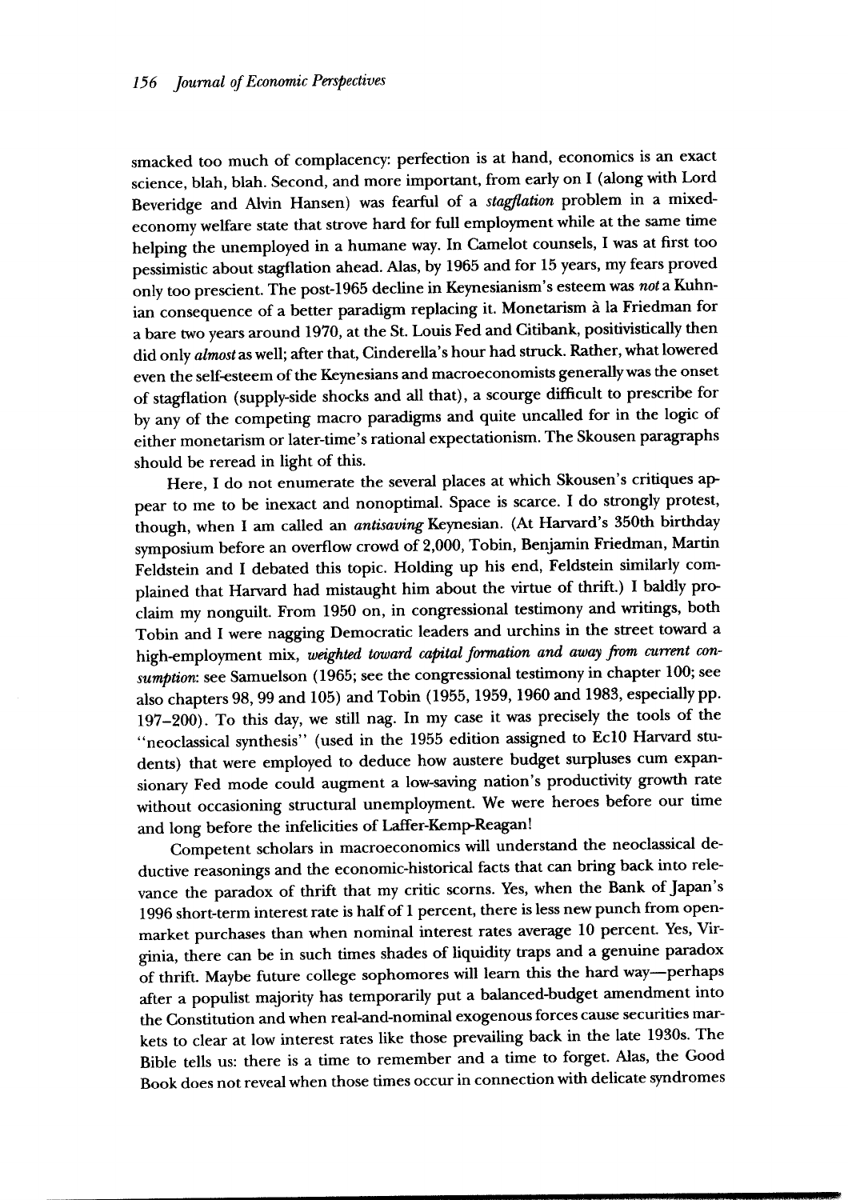smacked too much of complacency: perfection is at hand, economics is an exact science, blah, blah. Second, and more important, from early on I (along with Lord Beveridge and Alvin Hansen) was fearful of a *stagflation* problem in a mixed-economy welfare state that strove hard for full employment while at the same time helping the unemployed in a humane way. In Camelot counsels, I was at first too pessimistic about stagflation ahead. Alas, by 1965 and for 15 years, my fears proved only too prescient. The post-1965 decline in Keynesianism's esteem was *not* a Kuhnian consequence of a better paradigm replacing it. Monetarism à la Friedman for a bare two years around 1970, at the St. Louis Fed and Citibank, positivistically then did only *almost* as well; after that, Cinderella's hour had struck. Rather, what lowered even the self-esteem of the Keynesians and macroeconomists generally was the onset of stagflation (supply-side shocks and all that), a scourge difficult to prescribe for by any of the competing macro paradigms and quite uncalled for in the logic of either monetarism or later-time's rational expectationism. The Skousen paragraphs should be reread in light of this.

Here, I do not enumerate the several places at which Skousen's critiques appear to me to be inexact and nonoptimal. Space is scarce. I do strongly protest, though, when I am called an *antisaving* Keynesian. (At Harvard's 350th birthday symposium before an overflow crowd of 2,000, Tobin, Benjamin Friedman, Martin Feldstein and I debated this topic. Holding up his end, Feldstein similarly complained that Harvard had mistaught him about the virtue of thrift.) I baldly proclaim my nonguilt. From 1950 on, in congressional testimony and writings, both Tobin and I were nagging Democratic leaders and urchins in the street toward a high-employment mix, *weighted toward capital formation and away from current consumption*: see Samuelson (1965; see the congressional testimony in chapter 100; see also chapters 98, 99 and 105) and Tobin (1955, 1959, 1960 and 1983, especially pp. 197–200). To this day, we still nag. In my case it was precisely the tools of the "neoclassical synthesis" (used in the 1955 edition assigned to Ec10 Harvard students) that were employed to deduce how austere budget surpluses cum expansionary Fed mode could augment a low-saving nation's productivity growth rate without occasioning structural unemployment. We were heroes before our time and long before the infelicities of Laffer-Kemp-Reagan!

Competent scholars in macroeconomics will understand the neoclassical deductive reasonings and the economic-historical facts that can bring back into relevance the paradox of thrift that my critic scorns. Yes, when the Bank of Japan's 1996 short-term interest rate is half of 1 percent, there is less new punch from open-market purchases than when nominal interest rates average 10 percent. Yes, Virginia, there can be in such times shades of liquidity traps and a genuine paradox of thrift. Maybe future college sophomores will learn this the hard way—perhaps after a populist majority has temporarily put a balanced-budget amendment into the Constitution and when real-and-nominal exogenous forces cause securities markets to clear at low interest rates like those prevailing back in the late 1930s. The Bible tells us: there is a time to remember and a time to forget. Alas, the Good Book does not reveal when those times occur in connection with delicate syndromes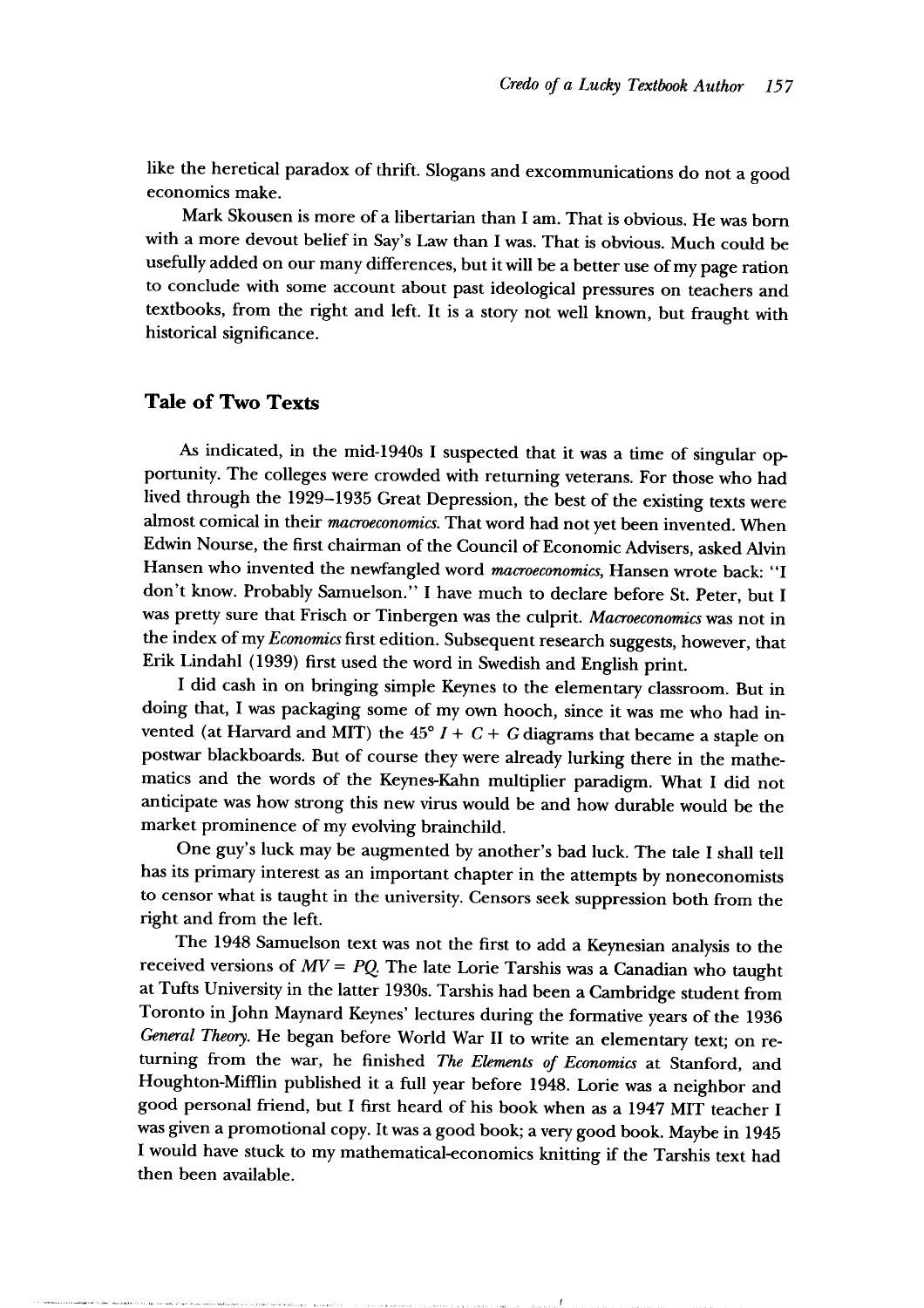like the heretical paradox of thrift. Slogans and excommunications do not a good economics make.

Mark Skousen is more of a libertarian than I am. That is obvious. He was born with a more devout belief in Say's Law than I was. That is obvious. Much could be usefully added on our many differences, but it will be a better use of my page ration to conclude with some account about past ideological pressures on teachers and textbooks, from the right and left. It is a story not well known, but fraught with historical significance.

## Tale of Two Texts

As indicated, in the mid-1940s I suspected that it was a time of singular opportunity. The colleges were crowded with returning veterans. For those who had lived through the 1929–1935 Great Depression, the best of the existing texts were almost comical in their *macroeconomics*. That word had not yet been invented. When Edwin Nourse, the first chairman of the Council of Economic Advisers, asked Alvin Hansen who invented the newfangled word *macroeconomics*, Hansen wrote back: "I don't know. Probably Samuelson." I have much to declare before St. Peter, but I was pretty sure that Frisch or Tinbergen was the culprit. *Macroeconomics* was not in the index of my *Economics* first edition. Subsequent research suggests, however, that Erik Lindahl (1939) first used the word in Swedish and English print.

I did cash in on bringing simple Keynes to the elementary classroom. But in doing that, I was packaging some of my own hooch, since it was me who had invented (at Harvard and MIT) the 45° $I + C + G$ diagrams that became a staple on postwar blackboards. But of course they were already lurking there in the mathematics and the words of the Keynes-Kahn multiplier paradigm. What I did not anticipate was how strong this new virus would be and how durable would be the market prominence of my evolving brainchild.

One guy's luck may be augmented by another's bad luck. The tale I shall tell has its primary interest as an important chapter in the attempts by noneconomists to censor what is taught in the university. Censors seek suppression both from the right and from the left.

The 1948 Samuelson text was not the first to add a Keynesian analysis to the received versions of $MV = PQ$. The late Lorie Tarshis was a Canadian who taught at Tufts University in the latter 1930s. Tarshis had been a Cambridge student from Toronto in John Maynard Keynes' lectures during the formative years of the 1936 *General Theory*. He began before World War II to write an elementary text; on returning from the war, he finished *The Elements of Economics* at Stanford, and Houghton-Mifflin published it a full year before 1948. Lorie was a neighbor and good personal friend, but I first heard of his book when as a 1947 MIT teacher I was given a promotional copy. It was a good book; a very good book. Maybe in 1945 I would have stuck to my mathematical-economics knitting if the Tarshis text had then been available.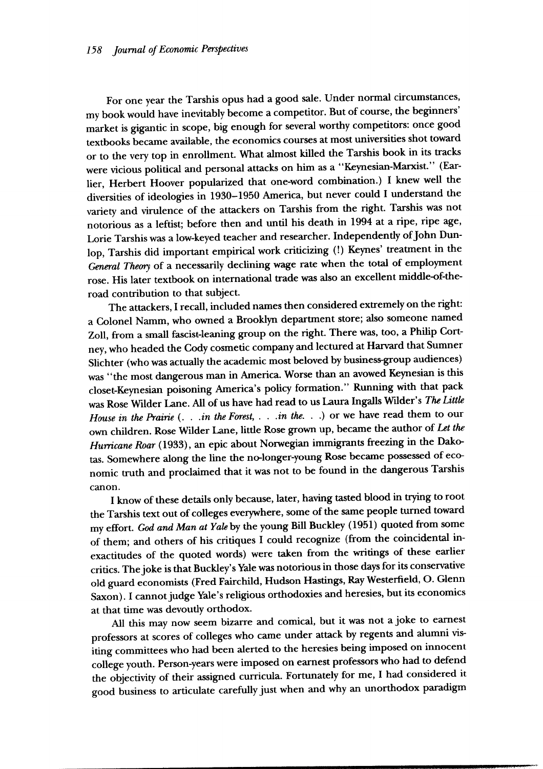For one year the Tarshis opus had a good sale. Under normal circumstances, my book would have inevitably become a competitor. But of course, the beginners' market is gigantic in scope, big enough for several worthy competitors: once good textbooks became available, the economics courses at most universities shot toward or to the very top in enrollment. What almost killed the Tarshis book in its tracks were vicious political and personal attacks on him as a "Keynesian-Marxist." (Earlier, Herbert Hoover popularized that one-word combination.) I knew well the diversities of ideologies in 1930–1950 America, but never could I understand the variety and virulence of the attackers on Tarshis from the right. Tarshis was not notorious as a leftist; before then and until his death in 1994 at a ripe, ripe age, Lorie Tarshis was a low-keyed teacher and researcher. Independently of John Dunlop, Tarshis did important empirical work criticizing (!) Keynes' treatment in the *General Theory* of a necessarily declining wage rate when the total of employment rose. His later textbook on international trade was also an excellent middle-of-the-road contribution to that subject.

The attackers, I recall, included names then considered extremely on the right: a Colonel Namm, who owned a Brooklyn department store; also someone named Zoll, from a small fascist-leaning group on the right. There was, too, a Philip Cortney, who headed the Cody cosmetic company and lectured at Harvard that Sumner Slichter (who was actually the academic most beloved by business-group audiences) was "the most dangerous man in America. Worse than an avowed Keynesian is this closet-Keynesian poisoning America's policy formation." Running with that pack was Rose Wilder Lane. All of us have had read to us Laura Ingalls Wilder's *The Little House in the Prairie* (. . .*in the Forest*, . . .*in the*. . .) or we have read them to our own children. Rose Wilder Lane, little Rose grown up, became the author of *Let the Hurricane Roar* (1933), an epic about Norwegian immigrants freezing in the Dakotas. Somewhere along the line the no-longer-young Rose became possessed of economic truth and proclaimed that it was not to be found in the dangerous Tarshis canon.

I know of these details only because, later, having tasted blood in trying to root the Tarshis text out of colleges everywhere, some of the same people turned toward my effort. *God and Man at Yale* by the young Bill Buckley (1951) quoted from some of them; and others of his critiques I could recognize (from the coincidental inexactitudes of the quoted words) were taken from the writings of these earlier critics. The joke is that Buckley's Yale was notorious in those days for its conservative old guard economists (Fred Fairchild, Hudson Hastings, Ray Westerfield, O. Glenn Saxon). I cannot judge Yale's religious orthodoxies and heresies, but its economics at that time was devoutly orthodox.

All this may now seem bizarre and comical, but it was not a joke to earnest professors at scores of colleges who came under attack by regents and alumni visiting committees who had been alerted to the heresies being imposed on innocent college youth. Person-years were imposed on earnest professors who had to defend the objectivity of their assigned curricula. Fortunately for me, I had considered it good business to articulate carefully just when and why an unorthodox paradigm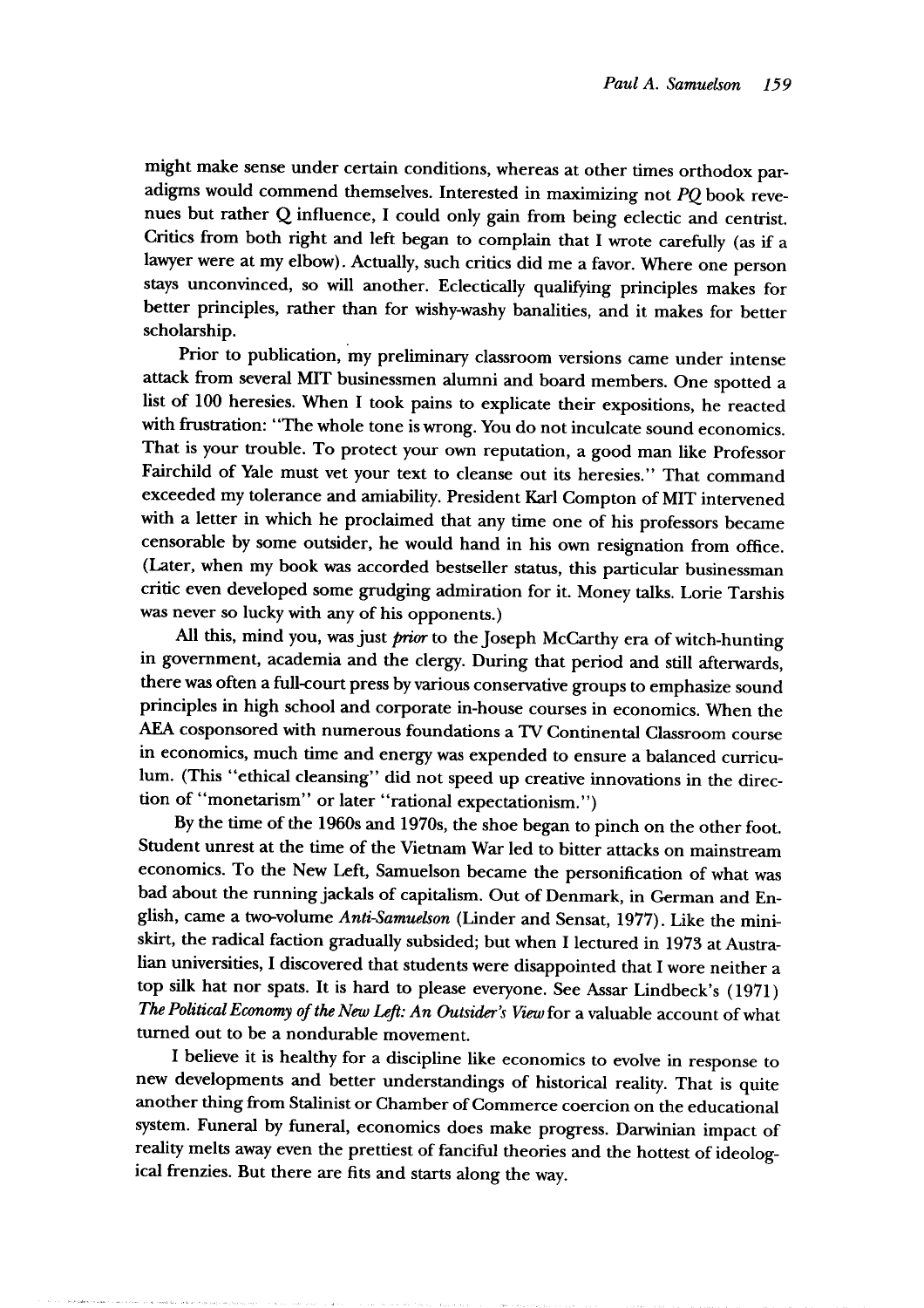might make sense under certain conditions, whereas at other times orthodox paradigms would commend themselves. Interested in maximizing not *PQ* book revenues but rather Q influence, I could only gain from being eclectic and centrist. Critics from both right and left began to complain that I wrote carefully (as if a lawyer were at my elbow). Actually, such critics did me a favor. Where one person stays unconvinced, so will another. Eclectically qualifying principles makes for better principles, rather than for wishy-washy banalities, and it makes for better scholarship.

Prior to publication, my preliminary classroom versions came under intense attack from several MIT businessmen alumni and board members. One spotted a list of 100 heresies. When I took pains to explicate their expositions, he reacted with frustration: "The whole tone is wrong. You do not inculcate sound economics. That is your trouble. To protect your own reputation, a good man like Professor Fairchild of Yale must vet your text to cleanse out its heresies." That command exceeded my tolerance and amiability. President Karl Compton of MIT intervened with a letter in which he proclaimed that any time one of his professors became censorable by some outsider, he would hand in his own resignation from office. (Later, when my book was accorded bestseller status, this particular businessman critic even developed some grudging admiration for it. Money talks. Lorie Tarshis was never so lucky with any of his opponents.)

All this, mind you, was just *prior* to the Joseph McCarthy era of witch-hunting in government, academia and the clergy. During that period and still afterwards, there was often a full-court press by various conservative groups to emphasize sound principles in high school and corporate in-house courses in economics. When the AEA cosponsored with numerous foundations a TV Continental Classroom course in economics, much time and energy was expended to ensure a balanced curriculum. (This "ethical cleansing" did not speed up creative innovations in the direction of "monetarism" or later "rational expectationism.")

By the time of the 1960s and 1970s, the shoe began to pinch on the other foot. Student unrest at the time of the Vietnam War led to bitter attacks on mainstream economics. To the New Left, Samuelson became the personification of what was bad about the running jackals of capitalism. Out of Denmark, in German and English, came a two-volume *Anti-Samuelson* (Linder and Sensat, 1977). Like the miniskirt, the radical faction gradually subsided; but when I lectured in 1973 at Australian universities, I discovered that students were disappointed that I wore neither a top silk hat nor spats. It is hard to please everyone. See Assar Lindbeck's (1971) *The Political Economy of the New Left: An Outsider's View* for a valuable account of what turned out to be a nondurable movement.

I believe it is healthy for a discipline like economics to evolve in response to new developments and better understandings of historical reality. That is quite another thing from Stalinist or Chamber of Commerce coercion on the educational system. Funeral by funeral, economics does make progress. Darwinian impact of reality melts away even the prettiest of fanciful theories and the hottest of ideological frenzies. But there are fits and starts along the way.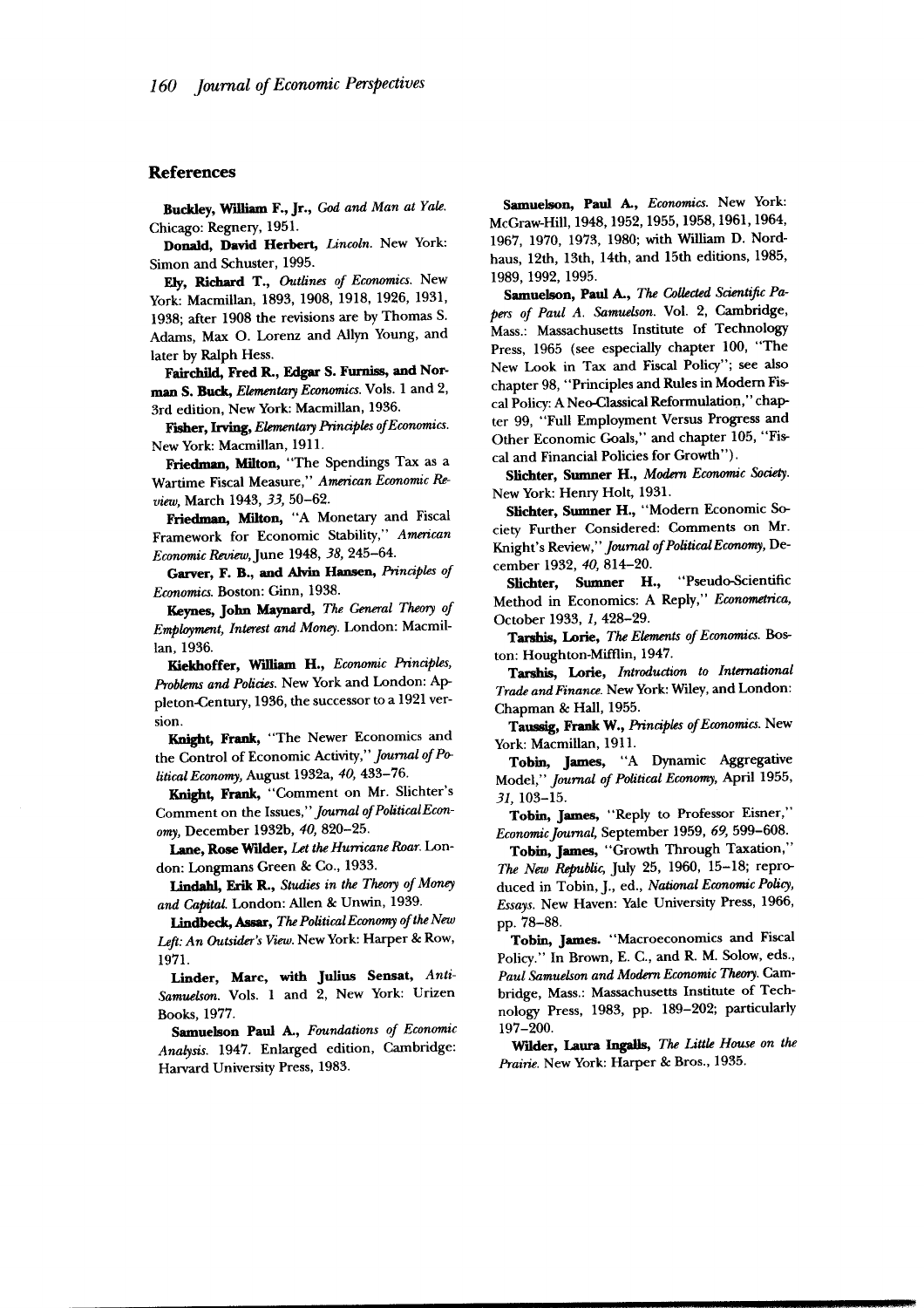## References

**Buckley, William F., Jr.,** *God and Man at Yale.* Chicago: Regnery, 1951.

**Donald, David Herbert,** *Lincoln.* New York: Simon and Schuster, 1995.

**Ely, Richard T.,** *Outlines of Economics.* New York: Macmillan, 1893, 1908, 1918, 1926, 1931, 1938; after 1908 the revisions are by Thomas S. Adams, Max O. Lorenz and Allyn Young, and later by Ralph Hess.

**Fairchild, Fred R., Edgar S. Furniss, and Norman S. Buck,** *Elementary Economics.* Vols. 1 and 2, 3rd edition, New York: Macmillan, 1936.

**Fisher, Irving,** *Elementary Principles of Economics.* New York: Macmillan, 1911.

**Friedman, Milton,** "The Spendings Tax as a Wartime Fiscal Measure," *American Economic Review,* March 1943, *33,* 50–62.

**Friedman, Milton,** "A Monetary and Fiscal Framework for Economic Stability," *American Economic Review,* June 1948, *38,* 245–64.

**Garver, F. B., and Alvin Hansen,** *Principles of Economics.* Boston: Ginn, 1938.

**Keynes, John Maynard,** *The General Theory of Employment, Interest and Money.* London: Macmillan, 1936.

**Kiekhoffer, William H.,** *Economic Principles, Problems and Policies.* New York and London: Appleton-Century, 1936, the successor to a 1921 version.

**Knight, Frank,** "The Newer Economics and the Control of Economic Activity," *Journal of Political Economy,* August 1932a, *40,* 433–76.

**Knight, Frank,** "Comment on Mr. Slichter's Comment on the Issues," *Journal of Political Economy,* December 1932b, *40,* 820–25.

**Lane, Rose Wilder,** *Let the Hurricane Roar.* London: Longmans Green & Co., 1933.

**Lindahl, Erik R.,** *Studies in the Theory of Money and Capital.* London: Allen & Unwin, 1939.

**Lindbeck, Assar,** *The Political Economy of the New Left: An Outsider's View.* New York: Harper & Row, 1971.

**Linder, Marc, with Julius Sensat,** *Anti-Samuelson.* Vols. 1 and 2, New York: Urizen Books, 1977.

**Samuelson Paul A.,** *Foundations of Economic Analysis.* 1947. Enlarged edition, Cambridge: Harvard University Press, 1983.

**Samuelson, Paul A.,** *Economics.* New York: McGraw-Hill, 1948, 1952, 1955, 1958, 1961, 1964, 1967, 1970, 1973, 1980; with William D. Nordhaus, 12th, 13th, 14th, and 15th editions, 1985, 1989, 1992, 1995.

**Samuelson, Paul A.,** *The Collected Scientific Papers of Paul A. Samuelson.* Vol. 2, Cambridge, Mass.: Massachusetts Institute of Technology Press, 1965 (see especially chapter 100, "The New Look in Tax and Fiscal Policy"; see also chapter 98, "Principles and Rules in Modern Fiscal Policy: A Neo-Classical Reformulation," chapter 99, "Full Employment Versus Progress and Other Economic Goals," and chapter 105, "Fiscal and Financial Policies for Growth").

**Slichter, Sumner H.,** *Modern Economic Society.* New York: Henry Holt, 1931.

**Slichter, Sumner H.,** "Modern Economic Society Further Considered: Comments on Mr. Knight's Review," *Journal of Political Economy,* December 1932, *40,* 814–20.

**Slichter, Sumner H.,** "Pseudo-Scientific Method in Economics: A Reply," *Econometrica,* October 1933, *1,* 428–29.

**Tarshis, Lorie,** *The Elements of Economics.* Boston: Houghton-Mifflin, 1947.

**Tarshis, Lorie,** *Introduction to International Trade and Finance.* New York: Wiley, and London: Chapman & Hall, 1955.

**Taussig, Frank W.,** *Principles of Economics.* New York: Macmillan, 1911.

**Tobin, James,** "A Dynamic Aggregative Model," *Journal of Political Economy,* April 1955, *31,* 103–15.

**Tobin, James,** "Reply to Professor Eisner," *Economic Journal,* September 1959, *69,* 599–608.

**Tobin, James,** "Growth Through Taxation," *The New Republic,* July 25, 1960, 15–18; reproduced in Tobin, J., ed., *National Economic Policy, Essays.* New Haven: Yale University Press, 1966, pp. 78–88.

**Tobin, James.** "Macroeconomics and Fiscal Policy." In Brown, E. C., and R. M. Solow, eds., *Paul Samuelson and Modern Economic Theory.* Cambridge, Mass.: Massachusetts Institute of Technology Press, 1983, pp. 189–202; particularly 197–200.

**Wilder, Laura Ingalls,** *The Little House on the Prairie.* New York: Harper & Bros., 1935.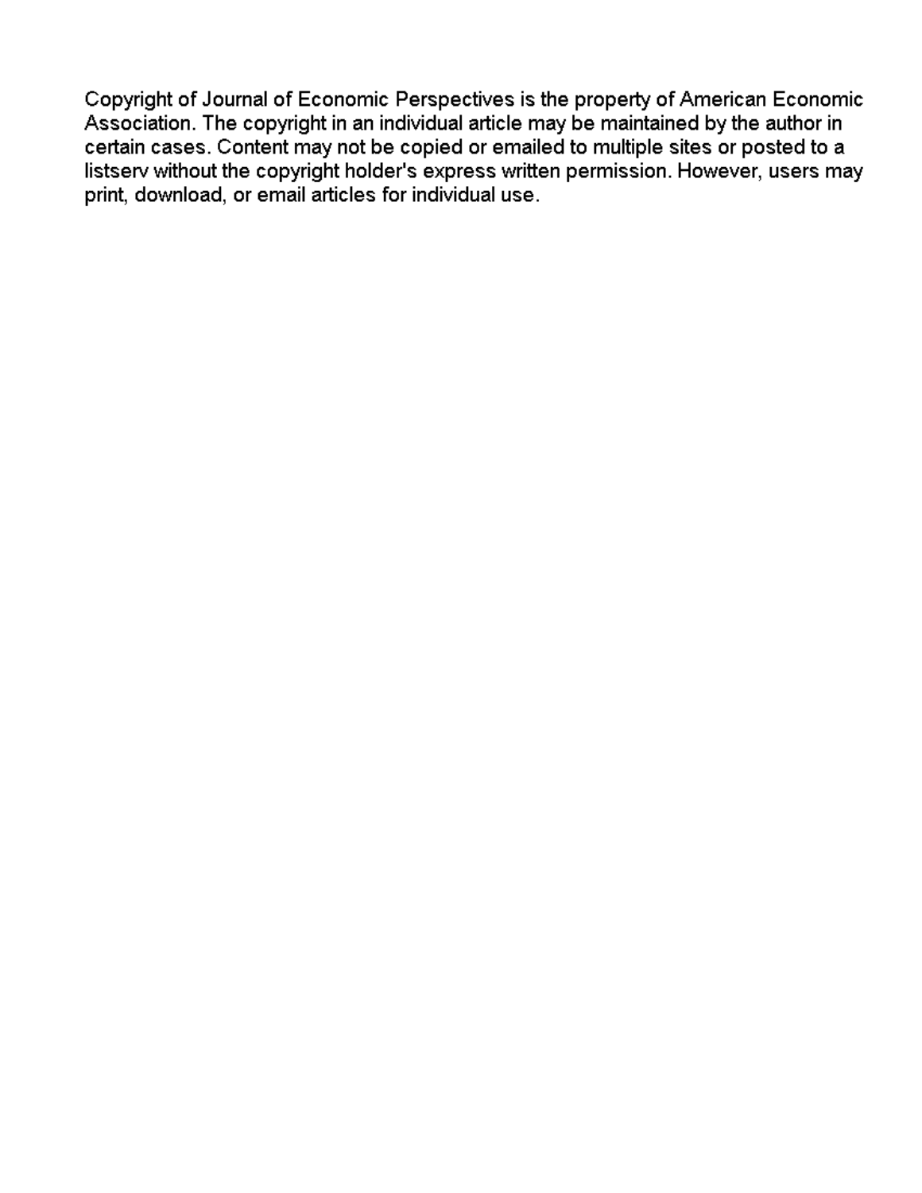Copyright of Journal of Economic Perspectives is the property of American Economic Association. The copyright in an individual article may be maintained by the author in certain cases. Content may not be copied or emailed to multiple sites or posted to a listserv without the copyright holder's express written permission. However, users may print, download, or email articles for individual use.